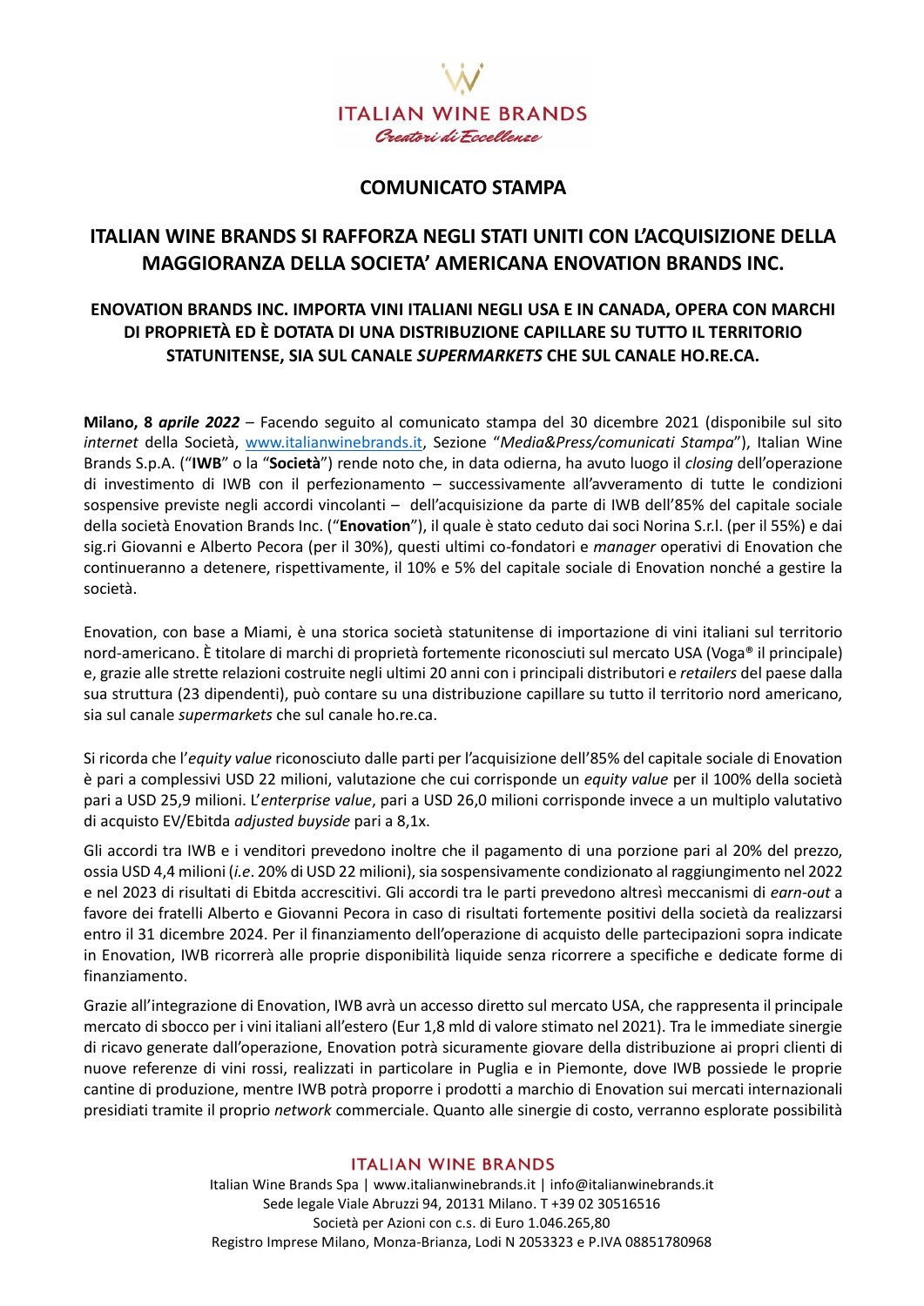# COMUNICATO STAMPA

## ITALIAN WINE BRANDS SI RAFFORZA NEGLI STATI UNITI CON L'ACQUISIZIONE DELLA MAGGIORANZA DELLA SOCIETA' AMERICANA ENOVATION BRANDS INC.

### ENOVATION BRANDS INC. IMPORTA VINI ITALIANI NEGLI USA E IN CANADA, OPERA CON MARCHI DI PROPRIETÀ ED È DOTATA DI UNA DISTRIBUZIONE CAPILLARE SU TUTTO IL TERRITORIO STATUNITENSE, SIA SUL CANALE *SUPERMARKETS* CHE SUL CANALE HO.RE.CA.

**Milano, 8 *aprile 2022*** – Facendo seguito al comunicato stampa del 30 dicembre 2021 (disponibile sul sito *internet* della Società, www.italianwinebrands.it, Sezione "*Media&Press/comunicati Stampa*"), Italian Wine Brands S.p.A. ("**IWB**" o la "**Società**") rende noto che, in data odierna, ha avuto luogo il *closing* dell'operazione di investimento di IWB con il perfezionamento – successivamente all'avveramento di tutte le condizioni sospensive previste negli accordi vincolanti – dell'acquisizione da parte di IWB dell'85% del capitale sociale della società Enovation Brands Inc. ("**Enovation**"), il quale è stato ceduto dai soci Norina S.r.l. (per il 55%) e dai sig.ri Giovanni e Alberto Pecora (per il 30%), questi ultimi co-fondatori e *manager* operativi di Enovation che continueranno a detenere, rispettivamente, il 10% e 5% del capitale sociale di Enovation nonché a gestire la società.

Enovation, con base a Miami, è una storica società statunitense di importazione di vini italiani sul territorio nord-americano. È titolare di marchi di proprietà fortemente riconosciuti sul mercato USA (Voga® il principale) e, grazie alle strette relazioni costruite negli ultimi 20 anni con i principali distributori e *retailers* del paese dalla sua struttura (23 dipendenti), può contare su una distribuzione capillare su tutto il territorio nord americano, sia sul canale *supermarkets* che sul canale ho.re.ca.

Si ricorda che l'*equity value* riconosciuto dalle parti per l'acquisizione dell'85% del capitale sociale di Enovation è pari a complessivi USD 22 milioni, valutazione che cui corrisponde un *equity value* per il 100% della società pari a USD 25,9 milioni. L'*enterprise value*, pari a USD 26,0 milioni corrisponde invece a un multiplo valutativo di acquisto EV/Ebitda *adjusted buyside* pari a 8,1x.

Gli accordi tra IWB e i venditori prevedono inoltre che il pagamento di una porzione pari al 20% del prezzo, ossia USD 4,4 milioni (*i.e*. 20% di USD 22 milioni), sia sospensivamente condizionato al raggiungimento nel 2022 e nel 2023 di risultati di Ebitda accrescitivi. Gli accordi tra le parti prevedono altresì meccanismi di *earn-out* a favore dei fratelli Alberto e Giovanni Pecora in caso di risultati fortemente positivi della società da realizzarsi entro il 31 dicembre 2024. Per il finanziamento dell'operazione di acquisto delle partecipazioni sopra indicate in Enovation, IWB ricorrerà alle proprie disponibilità liquide senza ricorrere a specifiche e dedicate forme di finanziamento.

Grazie all'integrazione di Enovation, IWB avrà un accesso diretto sul mercato USA, che rappresenta il principale mercato di sbocco per i vini italiani all'estero (Eur 1,8 mld di valore stimato nel 2021). Tra le immediate sinergie di ricavo generate dall'operazione, Enovation potrà sicuramente giovare della distribuzione ai propri clienti di nuove referenze di vini rossi, realizzati in particolare in Puglia e in Piemonte, dove IWB possiede le proprie cantine di produzione, mentre IWB potrà proporre i prodotti a marchio di Enovation sui mercati internazionali presidiati tramite il proprio *network* commerciale. Quanto alle sinergie di costo, verranno esplorate possibilità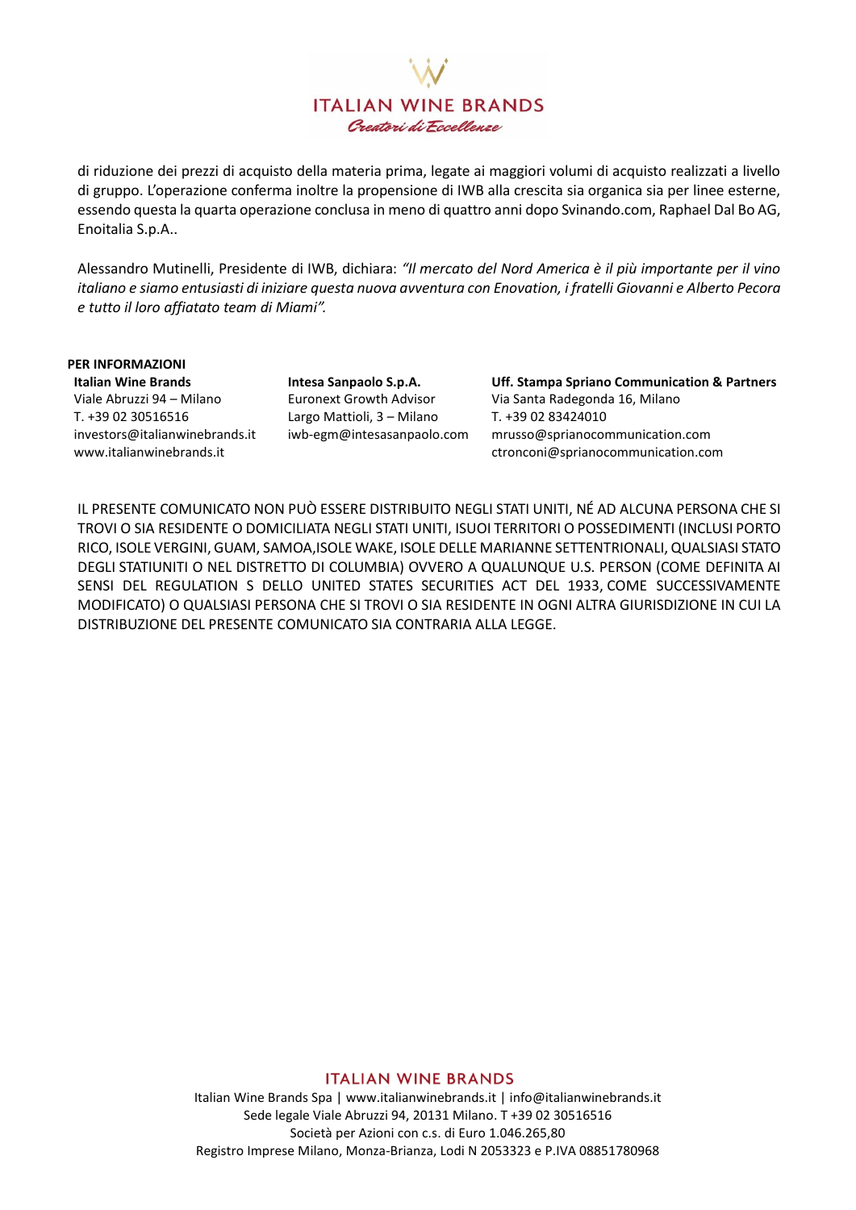di riduzione dei prezzi di acquisto della materia prima, legate ai maggiori volumi di acquisto realizzati a livello di gruppo. L'operazione conferma inoltre la propensione di IWB alla crescita sia organica sia per linee esterne, essendo questa la quarta operazione conclusa in meno di quattro anni dopo Svinando.com, Raphael Dal Bo AG, Enoitalia S.p.A..

Alessandro Mutinelli, Presidente di IWB, dichiara: *"Il mercato del Nord America è il più importante per il vino italiano e siamo entusiasti di iniziare questa nuova avventura con Enovation, i fratelli Giovanni e Alberto Pecora e tutto il loro affiatato team di Miami".*

**PER INFORMAZIONI**

**Italian Wine Brands**
Viale Abruzzi 94 – Milano
T. +39 02 30516516
investors@italianwinebrands.it
www.italianwinebrands.it

**Intesa Sanpaolo S.p.A.**
Euronext Growth Advisor
Largo Mattioli, 3 – Milano
iwb-egm@intesasanpaolo.com

**Uff. Stampa Spriano Communication & Partners**
Via Santa Radegonda 16, Milano
T. +39 02 83424010
mrusso@sprianocommunication.com
ctronconi@sprianocommunication.com

IL PRESENTE COMUNICATO NON PUÒ ESSERE DISTRIBUITO NEGLI STATI UNITI, NÉ AD ALCUNA PERSONA CHE SI TROVI O SIA RESIDENTE O DOMICILIATA NEGLI STATI UNITI, ISUOI TERRITORI O POSSEDIMENTI (INCLUSI PORTO RICO, ISOLE VERGINI, GUAM, SAMOA,ISOLE WAKE, ISOLE DELLE MARIANNE SETTENTRIONALI, QUALSIASI STATO DEGLI STATIUNITI O NEL DISTRETTO DI COLUMBIA) OVVERO A QUALUNQUE U.S. PERSON (COME DEFINITA AI SENSI DEL REGULATION S DELLO UNITED STATES SECURITIES ACT DEL 1933, COME SUCCESSIVAMENTE MODIFICATO) O QUALSIASI PERSONA CHE SI TROVI O SIA RESIDENTE IN OGNI ALTRA GIURISDIZIONE IN CUI LA DISTRIBUZIONE DEL PRESENTE COMUNICATO SIA CONTRARIA ALLA LEGGE.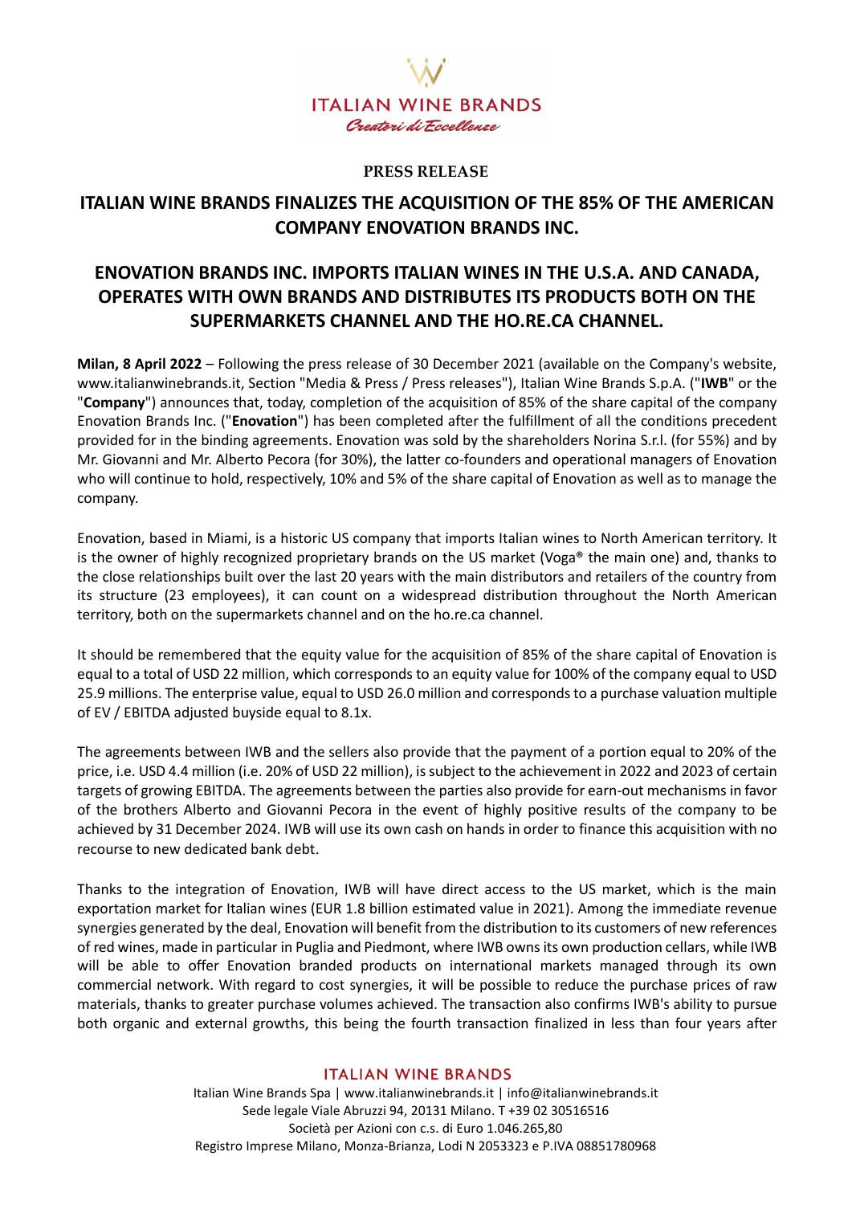**PRESS RELEASE**

## ITALIAN WINE BRANDS FINALIZES THE ACQUISITION OF THE 85% OF THE AMERICAN COMPANY ENOVATION BRANDS INC.

## ENOVATION BRANDS INC. IMPORTS ITALIAN WINES IN THE U.S.A. AND CANADA, OPERATES WITH OWN BRANDS AND DISTRIBUTES ITS PRODUCTS BOTH ON THE SUPERMARKETS CHANNEL AND THE HO.RE.CA CHANNEL.

**Milan, 8 April 2022** – Following the press release of 30 December 2021 (available on the Company's website, www.italianwinebrands.it, Section "Media & Press / Press releases"), Italian Wine Brands S.p.A. ("**IWB**" or the "**Company**") announces that, today, completion of the acquisition of 85% of the share capital of the company Enovation Brands Inc. ("**Enovation**") has been completed after the fulfillment of all the conditions precedent provided for in the binding agreements. Enovation was sold by the shareholders Norina S.r.l. (for 55%) and by Mr. Giovanni and Mr. Alberto Pecora (for 30%), the latter co-founders and operational managers of Enovation who will continue to hold, respectively, 10% and 5% of the share capital of Enovation as well as to manage the company.

Enovation, based in Miami, is a historic US company that imports Italian wines to North American territory. It is the owner of highly recognized proprietary brands on the US market (Voga® the main one) and, thanks to the close relationships built over the last 20 years with the main distributors and retailers of the country from its structure (23 employees), it can count on a widespread distribution throughout the North American territory, both on the supermarkets channel and on the ho.re.ca channel.

It should be remembered that the equity value for the acquisition of 85% of the share capital of Enovation is equal to a total of USD 22 million, which corresponds to an equity value for 100% of the company equal to USD 25.9 millions. The enterprise value, equal to USD 26.0 million and corresponds to a purchase valuation multiple of EV / EBITDA adjusted buyside equal to 8.1x.

The agreements between IWB and the sellers also provide that the payment of a portion equal to 20% of the price, i.e. USD 4.4 million (i.e. 20% of USD 22 million), is subject to the achievement in 2022 and 2023 of certain targets of growing EBITDA. The agreements between the parties also provide for earn-out mechanisms in favor of the brothers Alberto and Giovanni Pecora in the event of highly positive results of the company to be achieved by 31 December 2024. IWB will use its own cash on hands in order to finance this acquisition with no recourse to new dedicated bank debt.

Thanks to the integration of Enovation, IWB will have direct access to the US market, which is the main exportation market for Italian wines (EUR 1.8 billion estimated value in 2021). Among the immediate revenue synergies generated by the deal, Enovation will benefit from the distribution to its customers of new references of red wines, made in particular in Puglia and Piedmont, where IWB owns its own production cellars, while IWB will be able to offer Enovation branded products on international markets managed through its own commercial network. With regard to cost synergies, it will be possible to reduce the purchase prices of raw materials, thanks to greater purchase volumes achieved. The transaction also confirms IWB's ability to pursue both organic and external growths, this being the fourth transaction finalized in less than four years after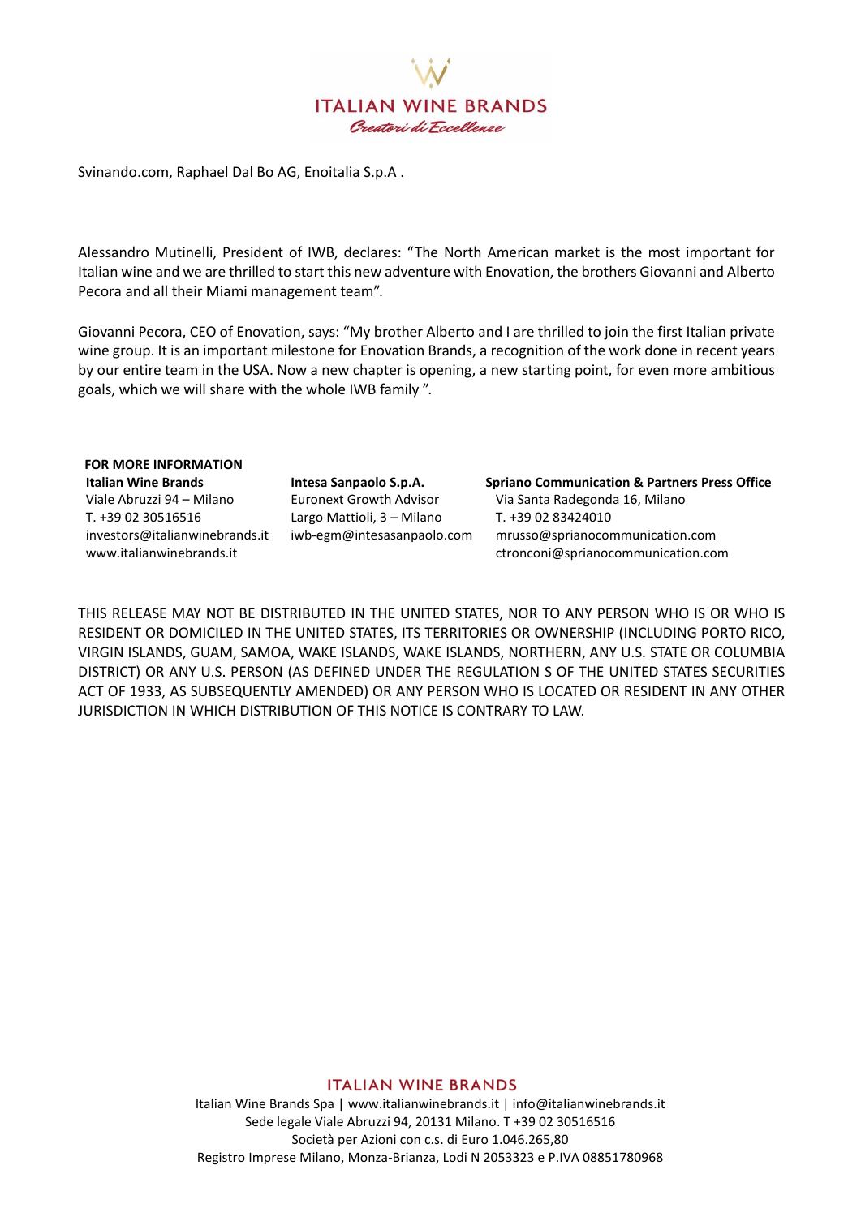Svinando.com, Raphael Dal Bo AG, Enoitalia S.p.A .

Alessandro Mutinelli, President of IWB, declares: “The North American market is the most important for Italian wine and we are thrilled to start this new adventure with Enovation, the brothers Giovanni and Alberto Pecora and all their Miami management team”.

Giovanni Pecora, CEO of Enovation, says: “My brother Alberto and I are thrilled to join the first Italian private wine group. It is an important milestone for Enovation Brands, a recognition of the work done in recent years by our entire team in the USA. Now a new chapter is opening, a new starting point, for even more ambitious goals, which we will share with the whole IWB family ”.

**FOR MORE INFORMATION**

**Italian Wine Brands**
Viale Abruzzi 94 – Milano
T. +39 02 30516516
investors@italianwinebrands.it
www.italianwinebrands.it

**Intesa Sanpaolo S.p.A.**
Euronext Growth Advisor
Largo Mattioli, 3 – Milano
iwb-egm@intesasanpaolo.com

**Spriano Communication & Partners Press Office**
Via Santa Radegonda 16, Milano
T. +39 02 83424010
mrusso@sprianocommunication.com
ctronconi@sprianocommunication.com

THIS RELEASE MAY NOT BE DISTRIBUTED IN THE UNITED STATES, NOR TO ANY PERSON WHO IS OR WHO IS RESIDENT OR DOMICILED IN THE UNITED STATES, ITS TERRITORIES OR OWNERSHIP (INCLUDING PORTO RICO, VIRGIN ISLANDS, GUAM, SAMOA, WAKE ISLANDS, WAKE ISLANDS, NORTHERN, ANY U.S. STATE OR COLUMBIA DISTRICT) OR ANY U.S. PERSON (AS DEFINED UNDER THE REGULATION S OF THE UNITED STATES SECURITIES ACT OF 1933, AS SUBSEQUENTLY AMENDED) OR ANY PERSON WHO IS LOCATED OR RESIDENT IN ANY OTHER JURISDICTION IN WHICH DISTRIBUTION OF THIS NOTICE IS CONTRARY TO LAW.